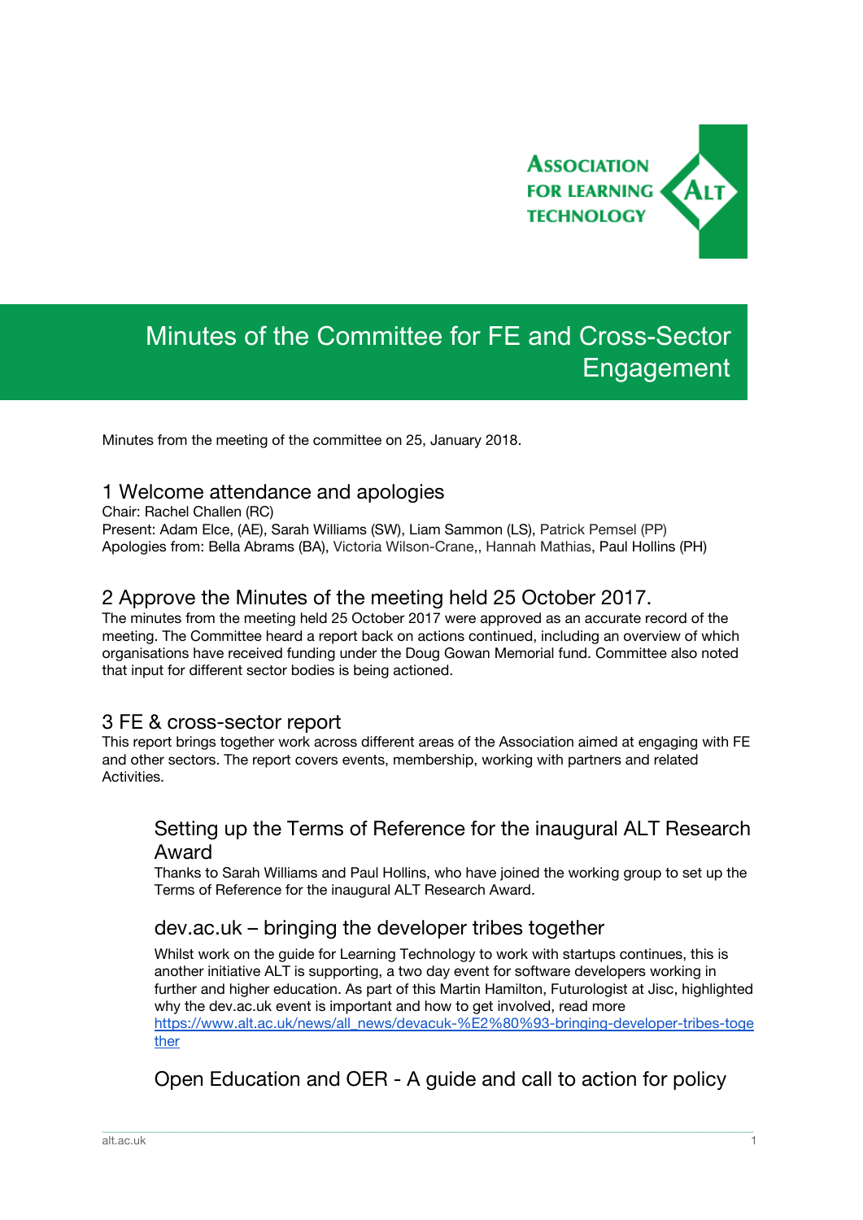# Minutes of the Committee for FE and Cross-Sector Engagement

Minutes from the meeting of the committee on 25, January 2018.

## 1 Welcome attendance and apologies

Chair: Rachel Challen (RC)
Present: Adam Elce, (AE), Sarah Williams (SW), Liam Sammon (LS), Patrick Pemsel (PP)
Apologies from: Bella Abrams (BA), Victoria Wilson-Crane,, Hannah Mathias, Paul Hollins (PH)

## 2 Approve the Minutes of the meeting held 25 October 2017.

The minutes from the meeting held 25 October 2017 were approved as an accurate record of the meeting. The Committee heard a report back on actions continued, including an overview of which organisations have received funding under the Doug Gowan Memorial fund. Committee also noted that input for different sector bodies is being actioned.

## 3 FE & cross-sector report

This report brings together work across different areas of the Association aimed at engaging with FE and other sectors. The report covers events, membership, working with partners and related Activities.

### Setting up the Terms of Reference for the inaugural ALT Research Award

Thanks to Sarah Williams and Paul Hollins, who have joined the working group to set up the Terms of Reference for the inaugural ALT Research Award.

### dev.ac.uk – bringing the developer tribes together

Whilst work on the guide for Learning Technology to work with startups continues, this is another initiative ALT is supporting, a two day event for software developers working in further and higher education. As part of this Martin Hamilton, Futurologist at Jisc, highlighted why the dev.ac.uk event is important and how to get involved, read more [https://www.alt.ac.uk/news/all_news/devacuk-%E2%80%93-bringing-developer-tribes-together](https://www.alt.ac.uk/news/all_news/devacuk-%E2%80%93-bringing-developer-tribes-together)

### Open Education and OER - A guide and call to action for policy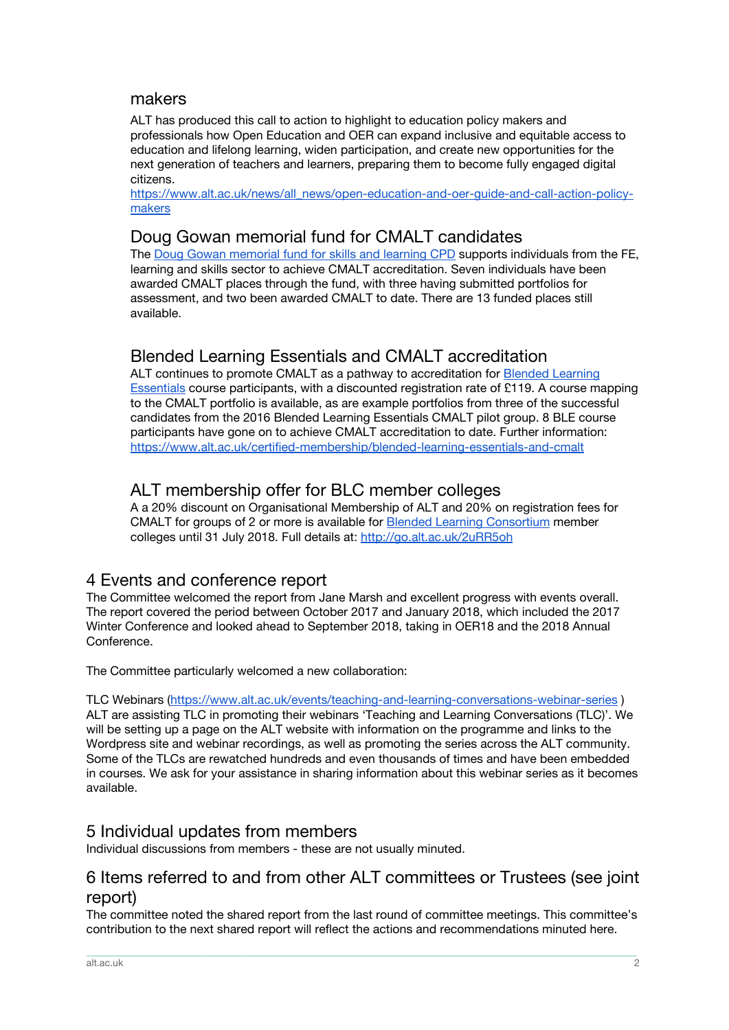### makers

ALT has produced this call to action to highlight to education policy makers and professionals how Open Education and OER can expand inclusive and equitable access to education and lifelong learning, widen participation, and create new opportunities for the next generation of teachers and learners, preparing them to become fully engaged digital citizens.
https://www.alt.ac.uk/news/all_news/open-education-and-oer-guide-and-call-action-policy-makers

### Doug Gowan memorial fund for CMALT candidates

The Doug Gowan memorial fund for skills and learning CPD supports individuals from the FE, learning and skills sector to achieve CMALT accreditation. Seven individuals have been awarded CMALT places through the fund, with three having submitted portfolios for assessment, and two been awarded CMALT to date. There are 13 funded places still available.

### Blended Learning Essentials and CMALT accreditation

ALT continues to promote CMALT as a pathway to accreditation for Blended Learning Essentials course participants, with a discounted registration rate of £119. A course mapping to the CMALT portfolio is available, as are example portfolios from three of the successful candidates from the 2016 Blended Learning Essentials CMALT pilot group. 8 BLE course participants have gone on to achieve CMALT accreditation to date. Further information: https://www.alt.ac.uk/certified-membership/blended-learning-essentials-and-cmalt

### ALT membership offer for BLC member colleges

A a 20% discount on Organisational Membership of ALT and 20% on registration fees for CMALT for groups of 2 or more is available for Blended Learning Consortium member colleges until 31 July 2018. Full details at: http://go.alt.ac.uk/2uRR5oh

## 4 Events and conference report

The Committee welcomed the report from Jane Marsh and excellent progress with events overall. The report covered the period between October 2017 and January 2018, which included the 2017 Winter Conference and looked ahead to September 2018, taking in OER18 and the 2018 Annual Conference.

The Committee particularly welcomed a new collaboration:

TLC Webinars (https://www.alt.ac.uk/events/teaching-and-learning-conversations-webinar-series )
ALT are assisting TLC in promoting their webinars 'Teaching and Learning Conversations (TLC)'. We will be setting up a page on the ALT website with information on the programme and links to the Wordpress site and webinar recordings, as well as promoting the series across the ALT community. Some of the TLCs are rewatched hundreds and even thousands of times and have been embedded in courses. We ask for your assistance in sharing information about this webinar series as it becomes available.

## 5 Individual updates from members

Individual discussions from members - these are not usually minuted.

## 6 Items referred to and from other ALT committees or Trustees (see joint report)

The committee noted the shared report from the last round of committee meetings. This committee's contribution to the next shared report will reflect the actions and recommendations minuted here.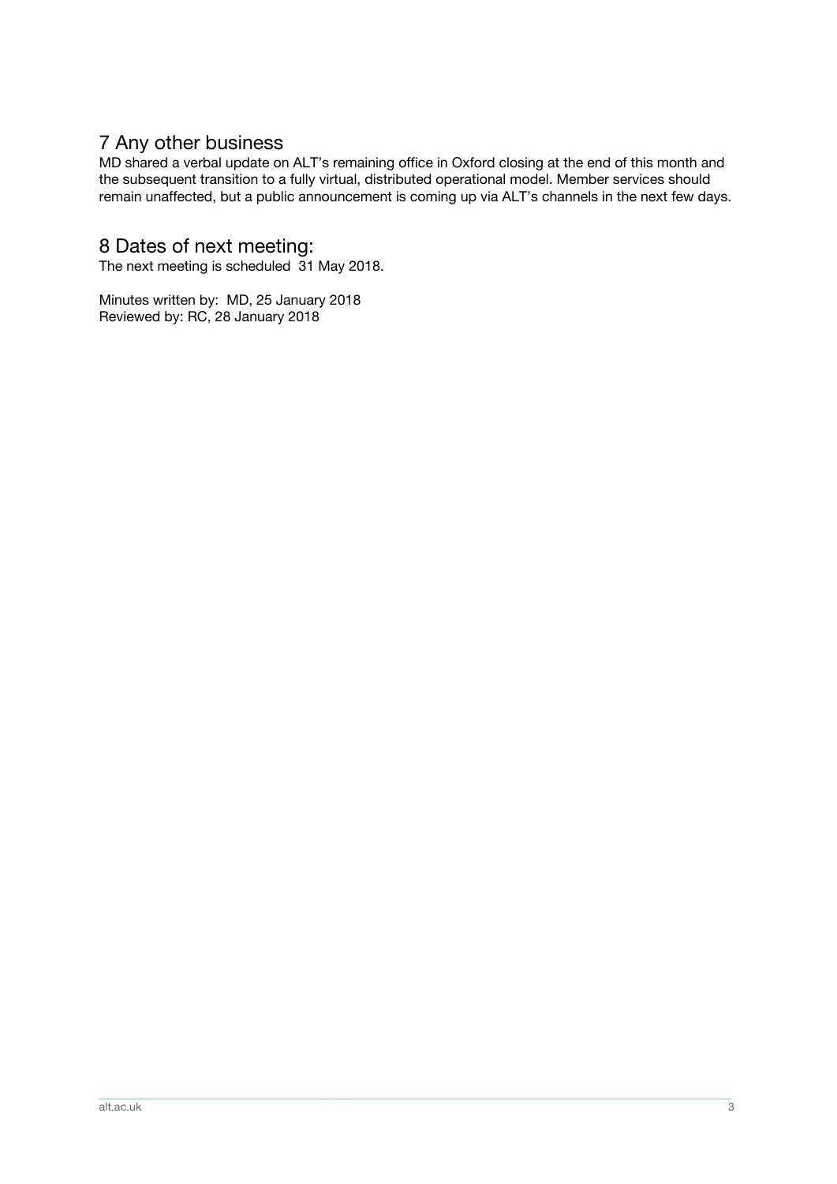## 7 Any other business

MD shared a verbal update on ALT's remaining office in Oxford closing at the end of this month and the subsequent transition to a fully virtual, distributed operational model. Member services should remain unaffected, but a public announcement is coming up via ALT's channels in the next few days.

## 8 Dates of next meeting:

The next meeting is scheduled 31 May 2018.

Minutes written by: MD, 25 January 2018
Reviewed by: RC, 28 January 2018